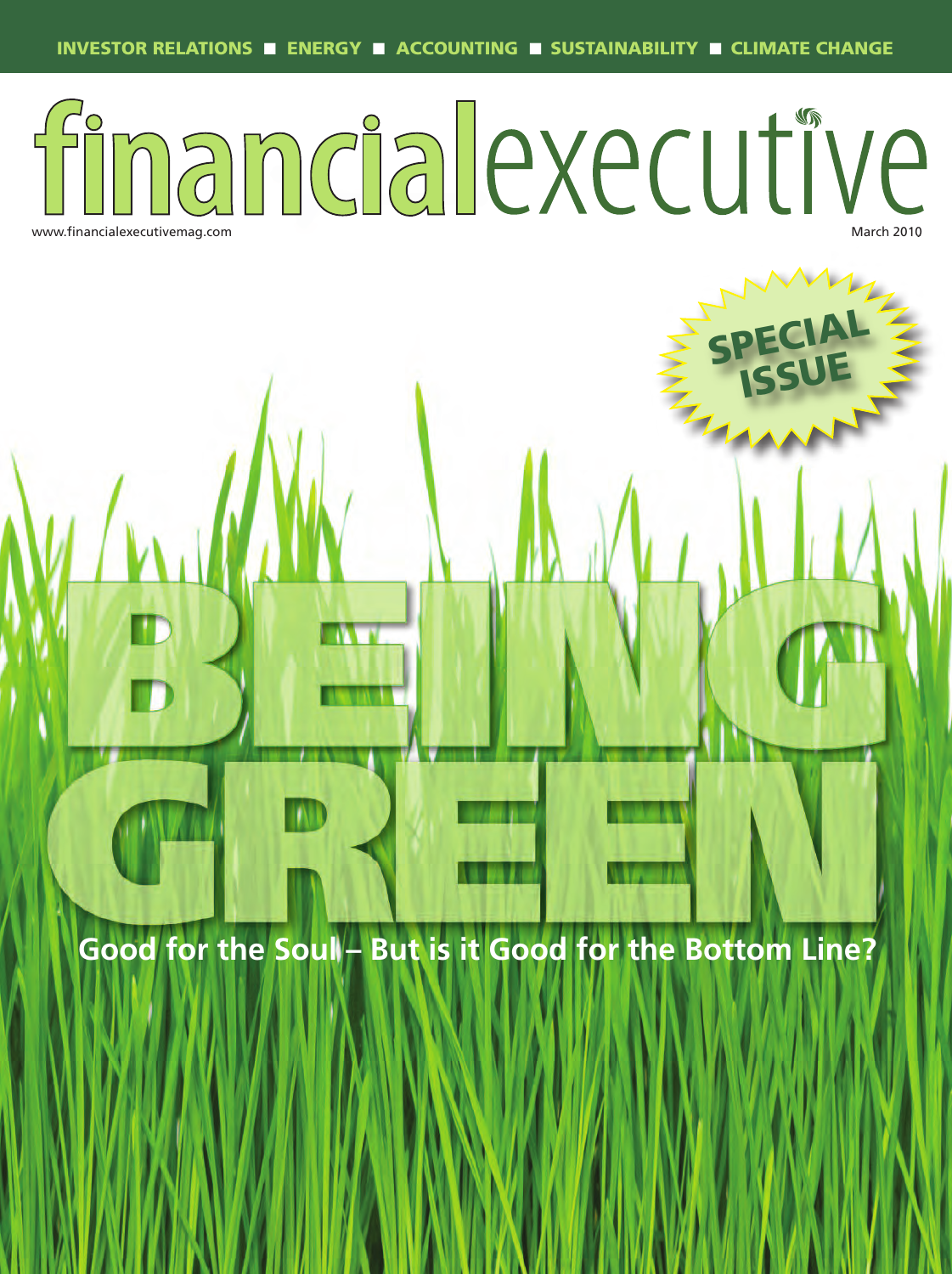INVESTOR RELATIONS ■ ENERGY ■ ACCOUNTING ■ SUSTAINABILITY ■ CLIMATE CHANGE

# financialexecutive

www.financialexecutivemag.com

March 2010

SPECIAL ISSUE

# BEING GREEN

## Good for the Soul – But is it Good for the Bottom Line?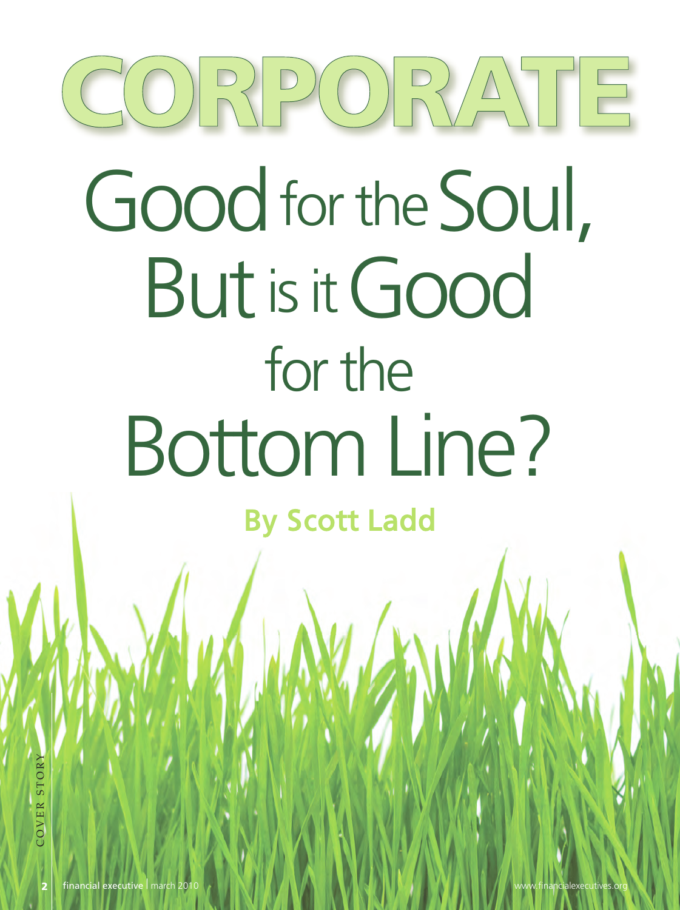# CORPORATE Good for the Soul, But is it Good for the Bottom Line?

**By Scott Ladd**

COVER STORY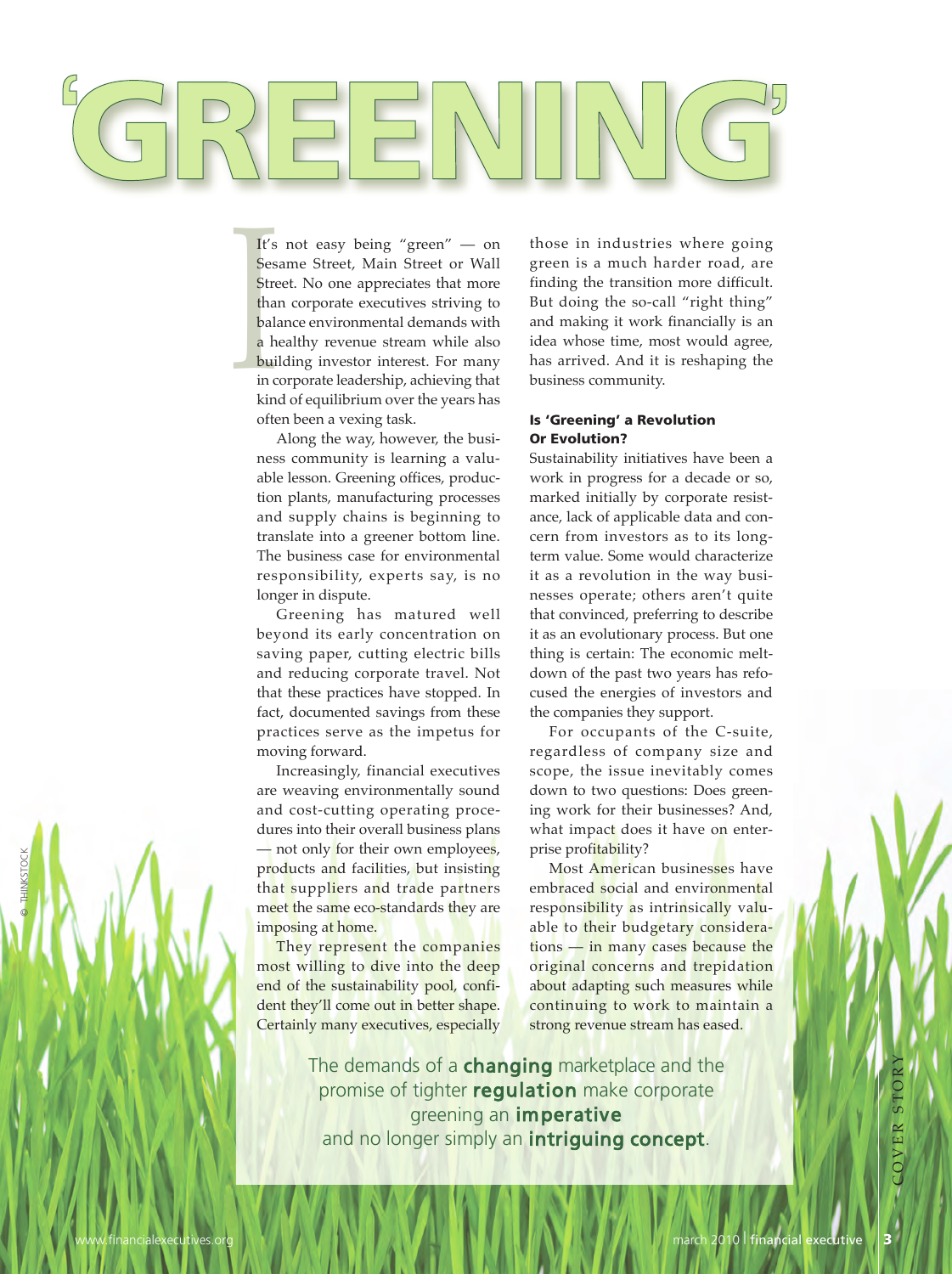# 'GREENING'

It's not easy being "green" — on Sesame Street, Main Street or Wall Street. No one appreciates that more than corporate executives striving to balance environmental demands with a healthy revenue stream while also building investor interest. For many in corporate leadership, achieving that kind of equilibrium over the years has often been a vexing task.

Along the way, however, the business community is learning a valuable lesson. Greening offices, production plants, manufacturing processes and supply chains is beginning to translate into a greener bottom line. The business case for environmental responsibility, experts say, is no longer in dispute.

Greening has matured well beyond its early concentration on saving paper, cutting electric bills and reducing corporate travel. Not that these practices have stopped. In fact, documented savings from these practices serve as the impetus for moving forward.

Increasingly, financial executives are weaving environmentally sound and cost-cutting operating procedures into their overall business plans — not only for their own employees, products and facilities, but insisting that suppliers and trade partners meet the same eco-standards they are imposing at home.

They represent the companies most willing to dive into the deep end of the sustainability pool, confident they'll come out in better shape. Certainly many executives, especially those in industries where going green is a much harder road, are finding the transition more difficult. But doing the so-call "right thing" and making it work financially is an idea whose time, most would agree, has arrived. And it is reshaping the business community.

### Is 'Greening' a Revolution Or Evolution?

Sustainability initiatives have been a work in progress for a decade or so, marked initially by corporate resistance, lack of applicable data and concern from investors as to its long-term value. Some would characterize it as a revolution in the way businesses operate; others aren't quite that convinced, preferring to describe it as an evolutionary process. But one thing is certain: The economic meltdown of the past two years has refocused the energies of investors and the companies they support.

For occupants of the C-suite, regardless of company size and scope, the issue inevitably comes down to two questions: Does greening work for their businesses? And, what impact does it have on enterprise profitability?

Most American businesses have embraced social and environmental responsibility as intrinsically valuable to their budgetary considerations — in many cases because the original concerns and trepidation about adapting such measures while continuing to work to maintain a strong revenue stream has eased.

The demands of a **changing** marketplace and the promise of tighter **regulation** make corporate greening an **imperative** and no longer simply an **intriguing concept**.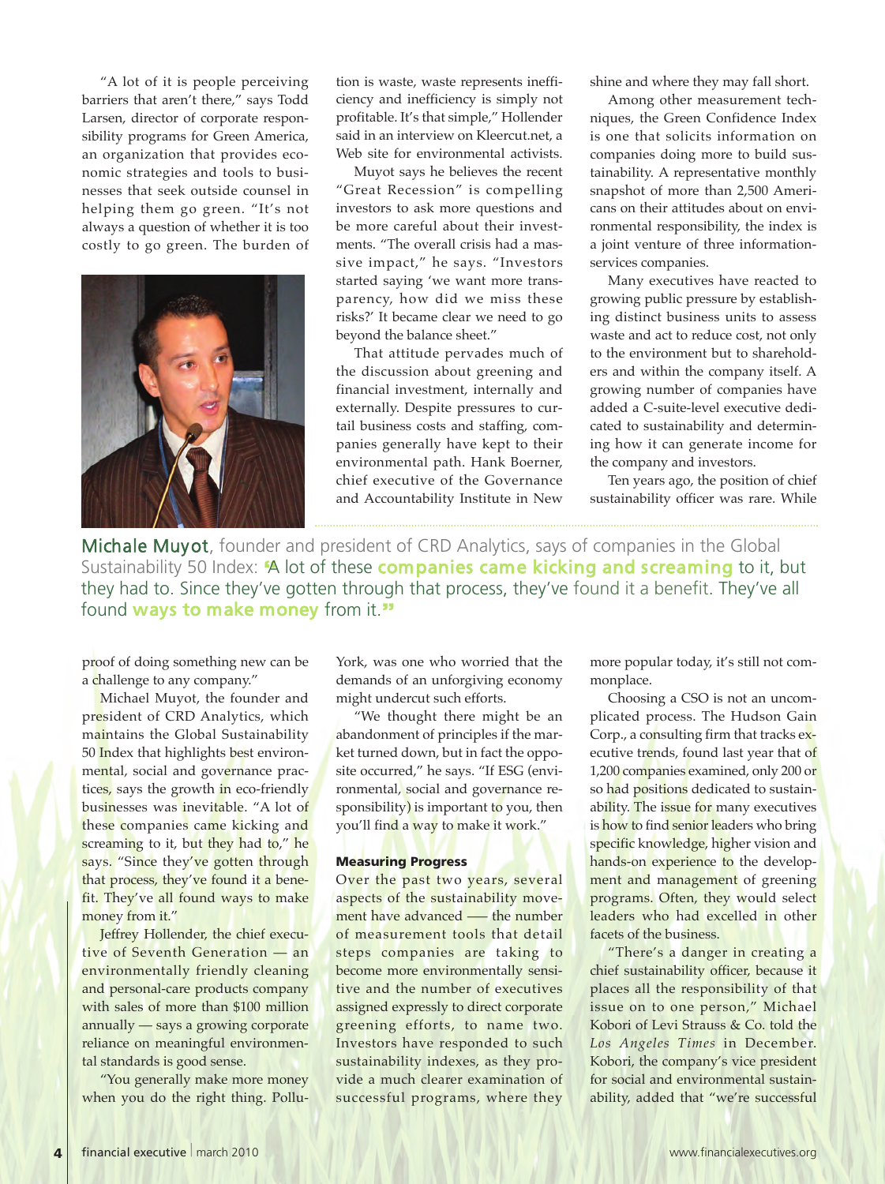"A lot of it is people perceiving barriers that aren't there," says Todd Larsen, director of corporate responsibility programs for Green America, an organization that provides economic strategies and tools to businesses that seek outside counsel in helping them go green. "It's not always a question of whether it is too costly to go green. The burden of proof of doing something new can be a challenge to any company."

Michael Muyot, the founder and president of CRD Analytics, which maintains the Global Sustainability 50 Index that highlights best environmental, social and governance practices, says the growth in eco-friendly businesses was inevitable. "A lot of these companies came kicking and screaming to it, but they had to," he says. "Since they've gotten through that process, they've found it a benefit. They've all found ways to make money from it."

Jeffrey Hollender, the chief executive of Seventh Generation — an environmentally friendly cleaning and personal-care products company with sales of more than $100 million annually — says a growing corporate reliance on meaningful environmental standards is good sense.

"You generally make more money when you do the right thing. Pollution is waste, waste represents inefficiency and inefficiency is simply not profitable. It's that simple," Hollender said in an interview on Kleercut.net, a Web site for environmental activists.

Muyot says he believes the recent "Great Recession" is compelling investors to ask more questions and be more careful about their investments. "The overall crisis had a massive impact," he says. "Investors started saying 'we want more transparency, how did we miss these risks?' It became clear we need to go beyond the balance sheet."

That attitude pervades much of the discussion about greening and financial investment, internally and externally. Despite pressures to curtail business costs and staffing, companies generally have kept to their environmental path. Hank Boerner, chief executive of the Governance and Accountability Institute in New York, was one who worried that the demands of an unforgiving economy might undercut such efforts.

"We thought there might be an abandonment of principles if the market turned down, but in fact the opposite occurred," he says. "If ESG (environmental, social and governance responsibility) is important to you, then you'll find a way to make it work."

**Michale Muyot**, founder and president of CRD Analytics, says of companies in the Global Sustainability 50 Index: "A lot of these **companies came kicking and screaming** to it, but they had to. Since they've gotten through that process, they've found it a benefit. They've all found **ways to make money** from it."

#### Measuring Progress

Over the past two years, several aspects of the sustainability movement have advanced — the number of measurement tools that detail steps companies are taking to become more environmentally sensitive and the number of executives assigned expressly to direct corporate greening efforts, to name two. Investors have responded to such sustainability indexes, as they provide a much clearer examination of successful programs, where they shine and where they may fall short.

Among other measurement techniques, the Green Confidence Index is one that solicits information on companies doing more to build sustainability. A representative monthly snapshot of more than 2,500 Americans on their attitudes about on environmental responsibility, the index is a joint venture of three information-services companies.

Many executives have reacted to growing public pressure by establishing distinct business units to assess waste and act to reduce cost, not only to the environment but to shareholders and within the company itself. A growing number of companies have added a C-suite-level executive dedicated to sustainability and determining how it can generate income for the company and investors.

Ten years ago, the position of chief sustainability officer was rare. While more popular today, it's still not commonplace.

Choosing a CSO is not an uncomplicated process. The Hudson Gain Corp., a consulting firm that tracks executive trends, found last year that of 1,200 companies examined, only 200 or so had positions dedicated to sustainability. The issue for many executives is how to find senior leaders who bring specific knowledge, higher vision and hands-on experience to the development and management of greening programs. Often, they would select leaders who had excelled in other facets of the business.

"There's a danger in creating a chief sustainability officer, because it places all the responsibility of that issue on to one person," Michael Kobori of Levi Strauss & Co. told the *Los Angeles Times* in December. Kobori, the company's vice president for social and environmental sustainability, added that "we're successful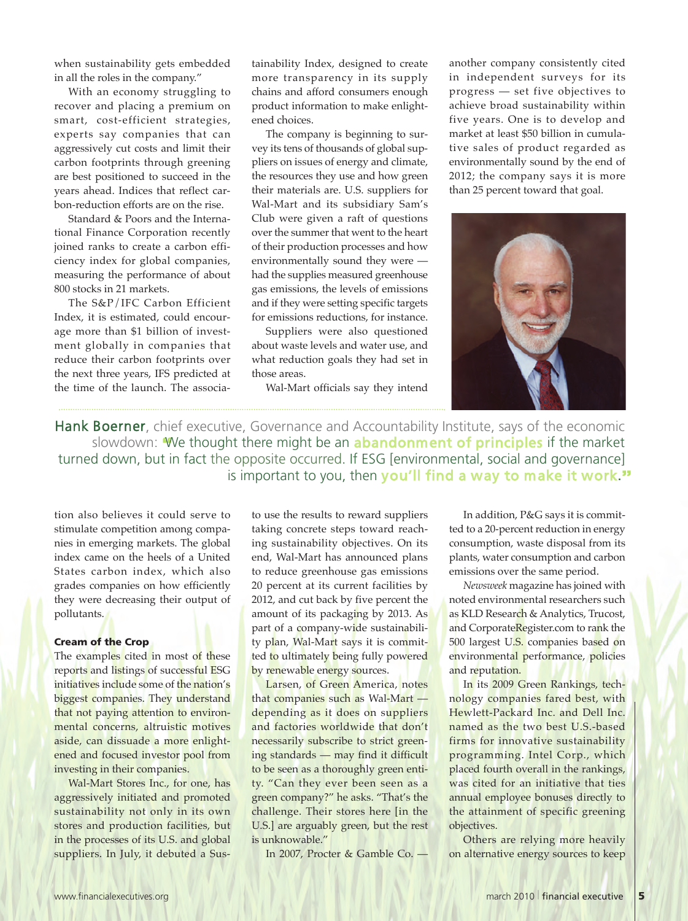when sustainability gets embedded in all the roles in the company."

With an economy struggling to recover and placing a premium on smart, cost-efficient strategies, experts say companies that can aggressively cut costs and limit their carbon footprints through greening are best positioned to succeed in the years ahead. Indices that reflect carbon-reduction efforts are on the rise.

Standard & Poors and the International Finance Corporation recently joined ranks to create a carbon efficiency index for global companies, measuring the performance of about 800 stocks in 21 markets.

The S&P/IFC Carbon Efficient Index, it is estimated, could encourage more than $1 billion of investment globally in companies that reduce their carbon footprints over the next three years, IFS predicted at the time of the launch. The association also believes it could serve to stimulate competition among companies in emerging markets. The global index came on the heels of a United States carbon index, which also grades companies on how efficiently they were decreasing their output of pollutants.

**Hank Boerner**, chief executive, Governance and Accountability Institute, says of the economic slowdown: "We thought there might be an **abandonment of principles** if the market turned down, but in fact the opposite occurred. If ESG [environmental, social and governance] is important to you, then **you'll find a way to make it work**."

### Cream of the Crop

The examples cited in most of these reports and listings of successful ESG initiatives include some of the nation's biggest companies. They understand that not paying attention to environmental concerns, altruistic motives aside, can dissuade a more enlightened and focused investor pool from investing in their companies.

Wal-Mart Stores Inc., for one, has aggressively initiated and promoted sustainability not only in its own stores and production facilities, but in the processes of its U.S. and global suppliers. In July, it debuted a Sustainability Index, designed to create more transparency in its supply chains and afford consumers enough product information to make enlightened choices.

The company is beginning to survey its tens of thousands of global suppliers on issues of energy and climate, the resources they use and how green their materials are. U.S. suppliers for Wal-Mart and its subsidiary Sam's Club were given a raft of questions over the summer that went to the heart of their production processes and how environmentally sound they were — had the supplies measured greenhouse gas emissions, the levels of emissions and if they were setting specific targets for emissions reductions, for instance.

Suppliers were also questioned about waste levels and water use, and what reduction goals they had set in those areas.

Wal-Mart officials say they intend to use the results to reward suppliers taking concrete steps toward reaching sustainability objectives. On its end, Wal-Mart has announced plans to reduce greenhouse gas emissions 20 percent at its current facilities by 2012, and cut back by five percent the amount of its packaging by 2013. As part of a company-wide sustainability plan, Wal-Mart says it is committed to ultimately being fully powered by renewable energy sources.

Larsen, of Green America, notes that companies such as Wal-Mart — depending as it does on suppliers and factories worldwide that don't necessarily subscribe to strict greening standards — may find it difficult to be seen as a thoroughly green entity. "Can they ever been seen as a green company?" he asks. "That's the challenge. Their stores here [in the U.S.] are arguably green, but the rest is unknowable."

In 2007, Procter & Gamble Co. — another company consistently cited in independent surveys for its progress — set five objectives to achieve broad sustainability within five years. One is to develop and market at least $50 billion in cumulative sales of product regarded as environmentally sound by the end of 2012; the company says it is more than 25 percent toward that goal.

In addition, P&G says it is committed to a 20-percent reduction in energy consumption, waste disposal from its plants, water consumption and carbon emissions over the same period.

*Newsweek* magazine has joined with noted environmental researchers such as KLD Research & Analytics, Trucost, and CorporateRegister.com to rank the 500 largest U.S. companies based on environmental performance, policies and reputation.

In its 2009 Green Rankings, technology companies fared best, with Hewlett-Packard Inc. and Dell Inc. named as the two best U.S.-based firms for innovative sustainability programming. Intel Corp., which placed fourth overall in the rankings, was cited for an initiative that ties annual employee bonuses directly to the attainment of specific greening objectives.

Others are relying more heavily on alternative energy sources to keep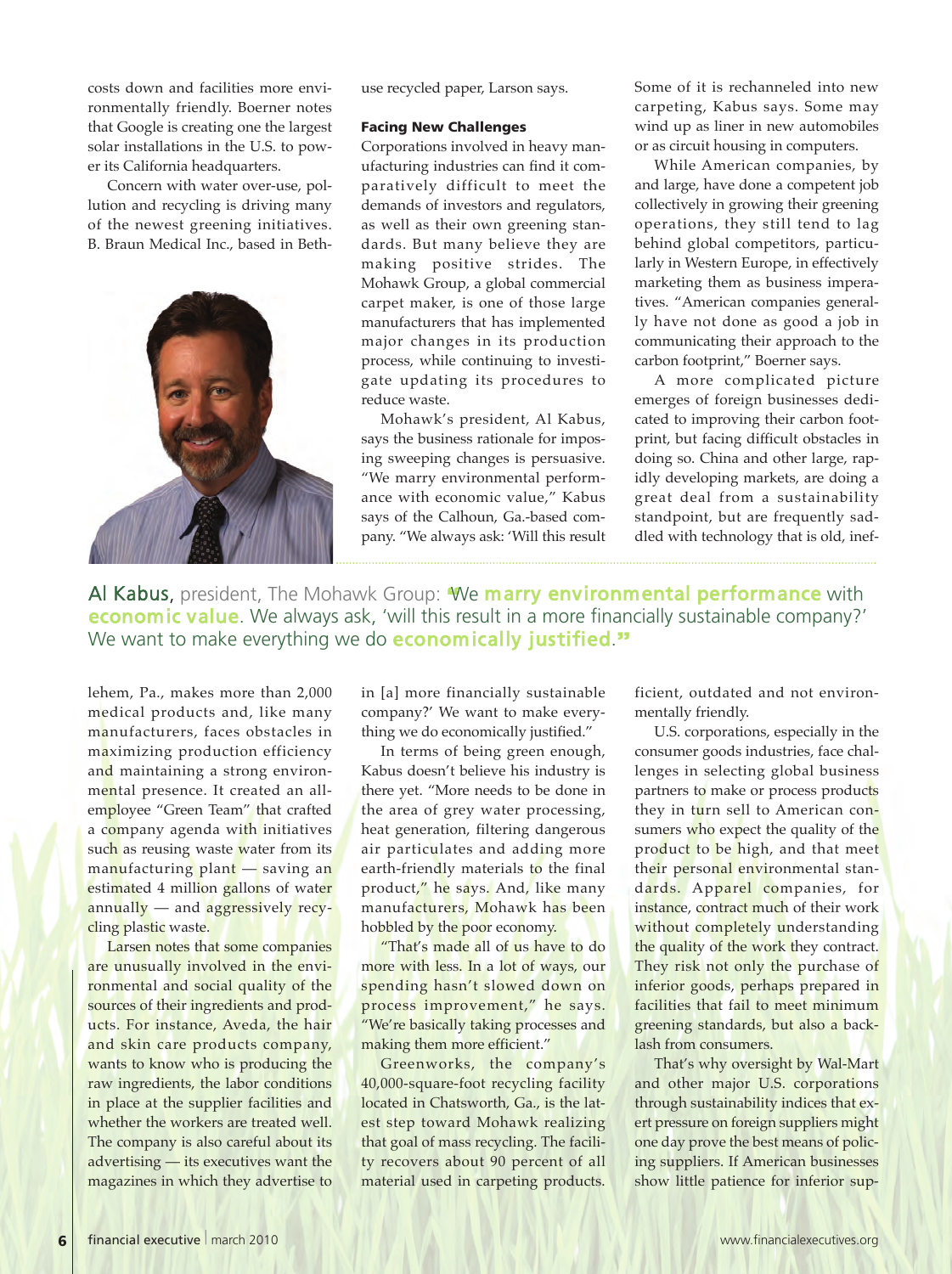costs down and facilities more environmentally friendly. Boerner notes that Google is creating one the largest solar installations in the U.S. to power its California headquarters.

Concern with water over-use, pollution and recycling is driving many of the newest greening initiatives. B. Braun Medical Inc., based in Bethlehem, Pa., makes more than 2,000 medical products and, like many manufacturers, faces obstacles in maximizing production efficiency and maintaining a strong environmental presence. It created an all-employee "Green Team" that crafted a company agenda with initiatives such as reusing waste water from its manufacturing plant — saving an estimated 4 million gallons of water annually — and aggressively recycling plastic waste.

Larsen notes that some companies are unusually involved in the environmental and social quality of the sources of their ingredients and products. For instance, Aveda, the hair and skin care products company, wants to know who is producing the raw ingredients, the labor conditions in place at the supplier facilities and whether the workers are treated well. The company is also careful about its advertising — its executives want the magazines in which they advertise to use recycled paper, Larson says.

### Facing New Challenges

Corporations involved in heavy manufacturing industries can find it comparatively difficult to meet the demands of investors and regulators, as well as their own greening standards. But many believe they are making positive strides. The Mohawk Group, a global commercial carpet maker, is one of those large manufacturers that has implemented major changes in its production process, while continuing to investigate updating its procedures to reduce waste.

Mohawk's president, Al Kabus, says the business rationale for imposing sweeping changes is persuasive. "We marry environmental performance with economic value," Kabus says of the Calhoun, Ga.-based company. "We always ask: 'Will this result in [a] more financially sustainable company?' We want to make everything we do economically justified."

**Al Kabus**, president, The Mohawk Group: "We **marry environmental performance** with **economic value**. We always ask, 'will this result in a more financially sustainable company?' We want to make everything we do **economically justified**."

In terms of being green enough, Kabus doesn't believe his industry is there yet. "More needs to be done in the area of grey water processing, heat generation, filtering dangerous air particulates and adding more earth-friendly materials to the final product," he says. And, like many manufacturers, Mohawk has been hobbled by the poor economy.

"That's made all of us have to do more with less. In a lot of ways, our spending hasn't slowed down on process improvement," he says. "We're basically taking processes and making them more efficient."

Greenworks, the company's 40,000-square-foot recycling facility located in Chatsworth, Ga., is the latest step toward Mohawk realizing that goal of mass recycling. The facility recovers about 90 percent of all material used in carpeting products. Some of it is rechanneled into new carpeting, Kabus says. Some may wind up as liner in new automobiles or as circuit housing in computers.

While American companies, by and large, have done a competent job collectively in growing their greening operations, they still tend to lag behind global competitors, particularly in Western Europe, in effectively marketing them as business imperatives. "American companies generally have not done as good a job in communicating their approach to the carbon footprint," Boerner says.

A more complicated picture emerges of foreign businesses dedicated to improving their carbon footprint, but facing difficult obstacles in doing so. China and other large, rapidly developing markets, are doing a great deal from a sustainability standpoint, but are frequently saddled with technology that is old, inefficient, outdated and not environmentally friendly.

U.S. corporations, especially in the consumer goods industries, face challenges in selecting global business partners to make or process products they in turn sell to American consumers who expect the quality of the product to be high, and that meet their personal environmental standards. Apparel companies, for instance, contract much of their work without completely understanding the quality of the work they contract. They risk not only the purchase of inferior goods, perhaps prepared in facilities that fail to meet minimum greening standards, but also a backlash from consumers.

That's why oversight by Wal-Mart and other major U.S. corporations through sustainability indices that exert pressure on foreign suppliers might one day prove the best means of policing suppliers. If American businesses show little patience for inferior sup-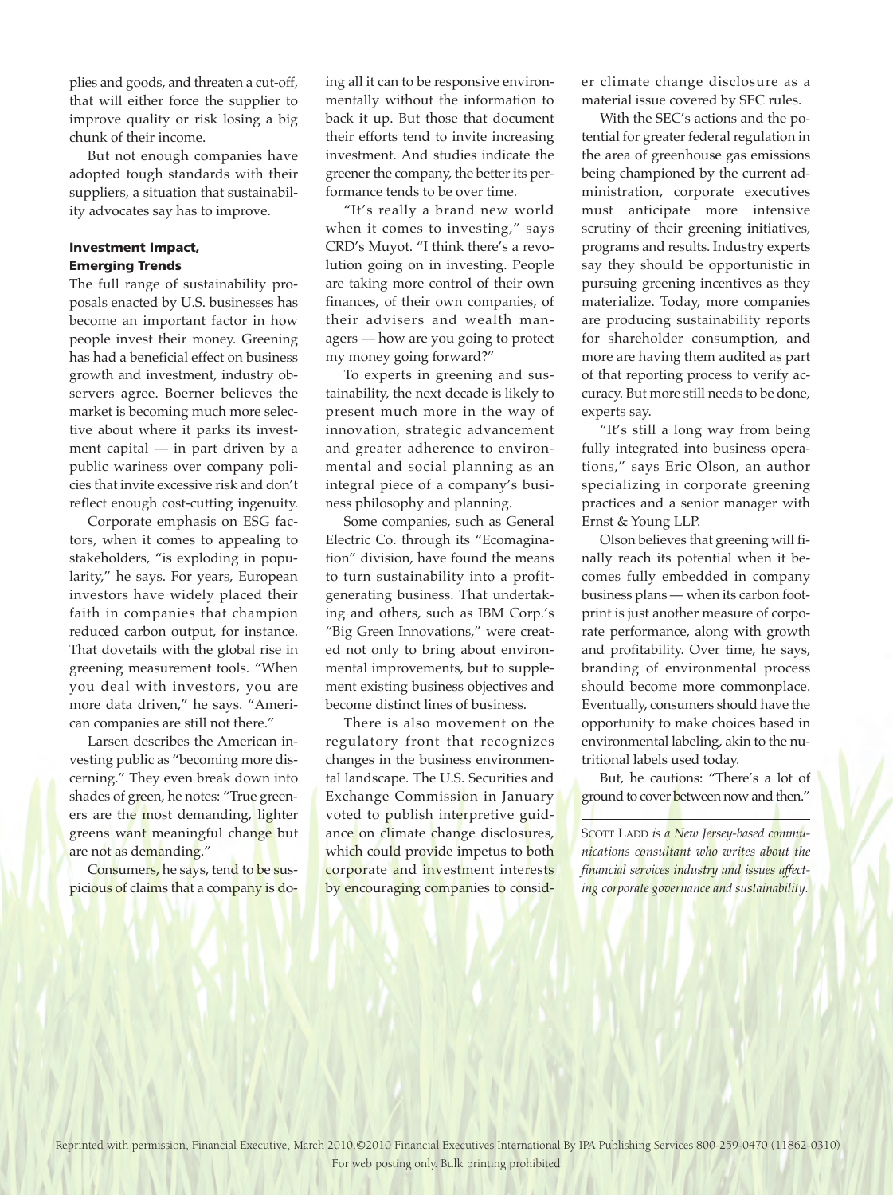plies and goods, and threaten a cut-off, that will either force the supplier to improve quality or risk losing a big chunk of their income.

But not enough companies have adopted tough standards with their suppliers, a situation that sustainability advocates say has to improve.

### Investment Impact, Emerging Trends

The full range of sustainability proposals enacted by U.S. businesses has become an important factor in how people invest their money. Greening has had a beneficial effect on business growth and investment, industry observers agree. Boerner believes the market is becoming much more selective about where it parks its investment capital — in part driven by a public wariness over company policies that invite excessive risk and don't reflect enough cost-cutting ingenuity.

Corporate emphasis on ESG factors, when it comes to appealing to stakeholders, "is exploding in popularity," he says. For years, European investors have widely placed their faith in companies that champion reduced carbon output, for instance. That dovetails with the global rise in greening measurement tools. "When you deal with investors, you are more data driven," he says. "American companies are still not there."

Larsen describes the American investing public as "becoming more discerning." They even break down into shades of green, he notes: "True greeners are the most demanding, lighter greens want meaningful change but are not as demanding."

Consumers, he says, tend to be suspicious of claims that a company is doing all it can to be responsive environmentally without the information to back it up. But those that document their efforts tend to invite increasing investment. And studies indicate the greener the company, the better its performance tends to be over time.

"It's really a brand new world when it comes to investing," says CRD's Muyot. "I think there's a revolution going on in investing. People are taking more control of their own finances, of their own companies, of their advisers and wealth managers — how are you going to protect my money going forward?"

To experts in greening and sustainability, the next decade is likely to present much more in the way of innovation, strategic advancement and greater adherence to environmental and social planning as an integral piece of a company's business philosophy and planning.

Some companies, such as General Electric Co. through its "Ecomagination" division, have found the means to turn sustainability into a profit-generating business. That undertaking and others, such as IBM Corp.'s "Big Green Innovations," were created not only to bring about environmental improvements, but to supplement existing business objectives and become distinct lines of business.

There is also movement on the regulatory front that recognizes changes in the business environmental landscape. The U.S. Securities and Exchange Commission in January voted to publish interpretive guidance on climate change disclosures, which could provide impetus to both corporate and investment interests by encouraging companies to consider climate change disclosure as a material issue covered by SEC rules.

With the SEC's actions and the potential for greater federal regulation in the area of greenhouse gas emissions being championed by the current administration, corporate executives must anticipate more intensive scrutiny of their greening initiatives, programs and results. Industry experts say they should be opportunistic in pursuing greening incentives as they materialize. Today, more companies are producing sustainability reports for shareholder consumption, and more are having them audited as part of that reporting process to verify accuracy. But more still needs to be done, experts say.

"It's still a long way from being fully integrated into business operations," says Eric Olson, an author specializing in corporate greening practices and a senior manager with Ernst & Young LLP.

Olson believes that greening will finally reach its potential when it becomes fully embedded in company business plans — when its carbon footprint is just another measure of corporate performance, along with growth and profitability. Over time, he says, branding of environmental process should become more commonplace. Eventually, consumers should have the opportunity to make choices based in environmental labeling, akin to the nutritional labels used today.

But, he cautions: "There's a lot of ground to cover between now and then."

---

SCOTT LADD *is a New Jersey-based communications consultant who writes about the financial services industry and issues affecting corporate governance and sustainability.*

Reprinted with permission, Financial Executive, March 2010.©2010 Financial Executives International.By IPA Publishing Services 800-259-0470 (11862-0310)
For web posting only. Bulk printing prohibited.